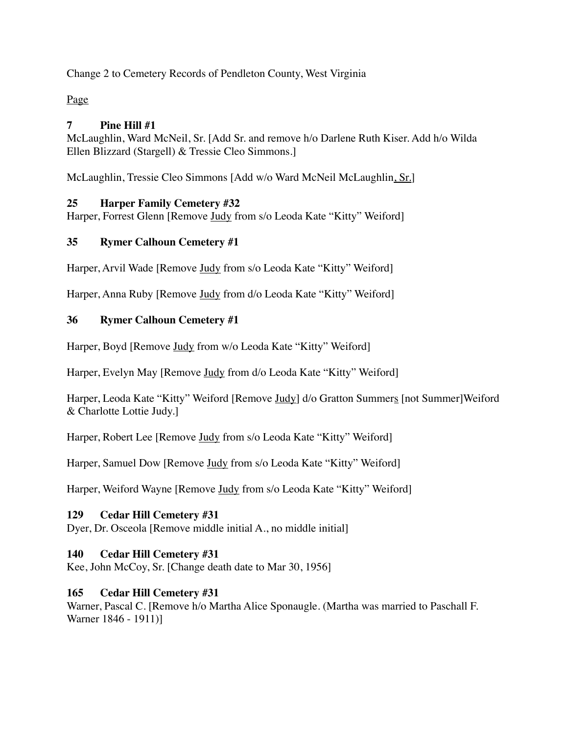Change 2 to Cemetery Records of Pendleton County, West Virginia

Page

**7 Pine Hill #1**

McLaughlin, Ward McNeil, Sr. [Add Sr. and remove h/o Darlene Ruth Kiser. Add h/o Wilda Ellen Blizzard (Stargell) & Tressie Cleo Simmons.]

McLaughlin, Tressie Cleo Simmons [Add w/o Ward McNeil McLaughlin, Sr.]

**25 Harper Family Cemetery #32**

Harper, Forrest Glenn [Remove Judy from s/o Leoda Kate "Kitty" Weiford]

**35 Rymer Calhoun Cemetery #1**

Harper, Arvil Wade [Remove Judy from s/o Leoda Kate "Kitty" Weiford]

Harper, Anna Ruby [Remove Judy from d/o Leoda Kate "Kitty" Weiford]

**36 Rymer Calhoun Cemetery #1**

Harper, Boyd [Remove Judy from w/o Leoda Kate "Kitty" Weiford]

Harper, Evelyn May [Remove Judy from d/o Leoda Kate "Kitty" Weiford]

Harper, Leoda Kate "Kitty" Weiford [Remove Judy] d/o Gratton Summers [not Summer]Weiford & Charlotte Lottie Judy.]

Harper, Robert Lee [Remove Judy from s/o Leoda Kate "Kitty" Weiford]

Harper, Samuel Dow [Remove Judy from s/o Leoda Kate "Kitty" Weiford]

Harper, Weiford Wayne [Remove Judy from s/o Leoda Kate "Kitty" Weiford]

**129 Cedar Hill Cemetery #31**

Dyer, Dr. Osceola [Remove middle initial A., no middle initial]

**140 Cedar Hill Cemetery #31**

Kee, John McCoy, Sr. [Change death date to Mar 30, 1956]

**165 Cedar Hill Cemetery #31**

Warner, Pascal C. [Remove h/o Martha Alice Sponaugle. (Martha was married to Paschall F. Warner 1846 - 1911)]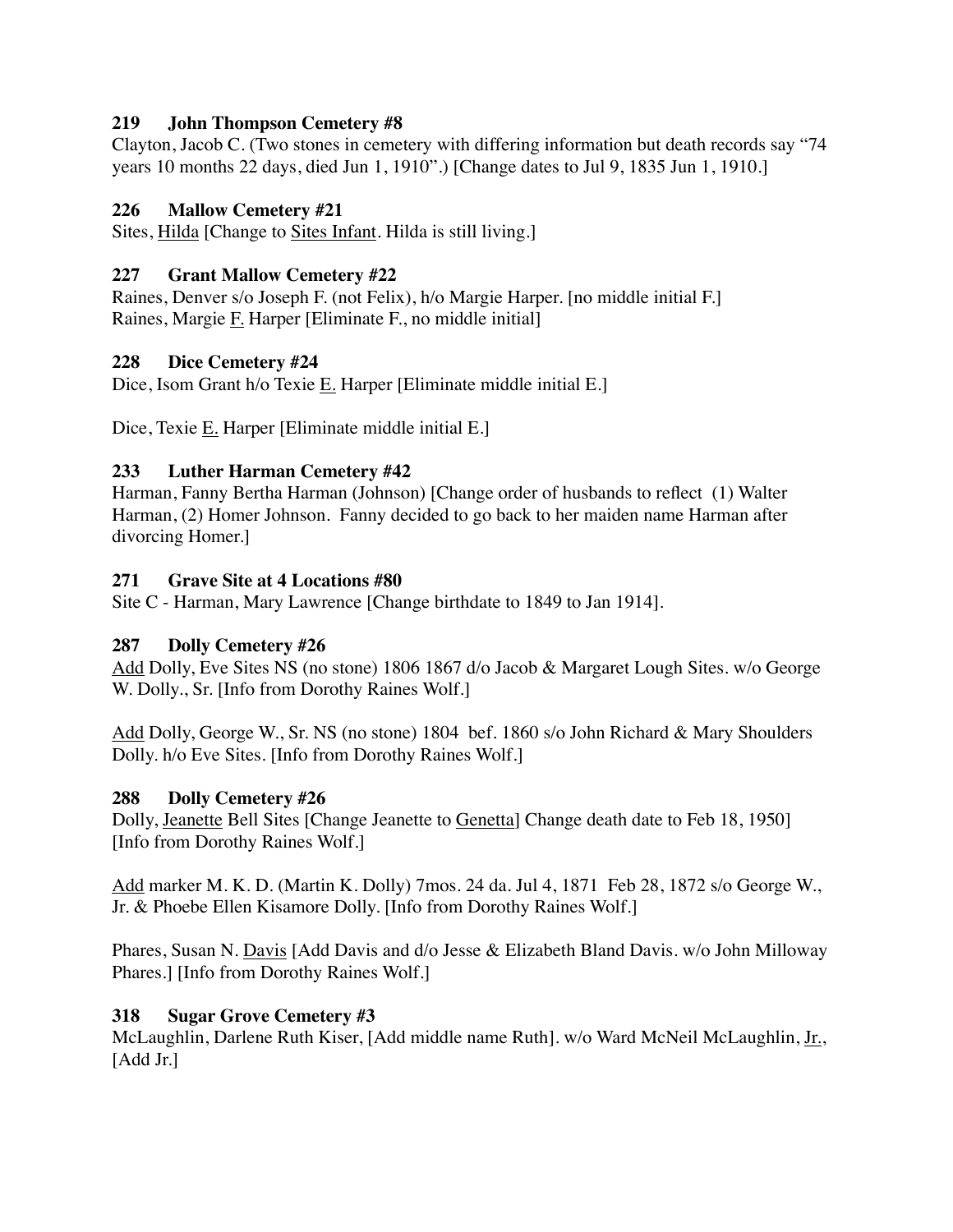**219 John Thompson Cemetery #8**

Clayton, Jacob C. (Two stones in cemetery with differing information but death records say "74 years 10 months 22 days, died Jun 1, 1910".) [Change dates to Jul 9, 1835 Jun 1, 1910.]

**226 Mallow Cemetery #21**

Sites, Hilda [Change to Sites Infant. Hilda is still living.]

**227 Grant Mallow Cemetery #22**

Raines, Denver s/o Joseph F. (not Felix), h/o Margie Harper. [no middle initial F.]

Raines, Margie F. Harper [Eliminate F., no middle initial]

**228 Dice Cemetery #24**

Dice, Isom Grant h/o Texie E. Harper [Eliminate middle initial E.]

Dice, Texie E. Harper [Eliminate middle initial E.]

**233 Luther Harman Cemetery #42**

Harman, Fanny Bertha Harman (Johnson) [Change order of husbands to reflect (1) Walter Harman, (2) Homer Johnson. Fanny decided to go back to her maiden name Harman after divorcing Homer.]

**271 Grave Site at 4 Locations #80**

Site C - Harman, Mary Lawrence [Change birthdate to 1849 to Jan 1914].

**287 Dolly Cemetery #26**

Add Dolly, Eve Sites NS (no stone) 1806 1867 d/o Jacob & Margaret Lough Sites. w/o George W. Dolly., Sr. [Info from Dorothy Raines Wolf.]

Add Dolly, George W., Sr. NS (no stone) 1804 bef. 1860 s/o John Richard & Mary Shoulders Dolly. h/o Eve Sites. [Info from Dorothy Raines Wolf.]

**288 Dolly Cemetery #26**

Dolly, Jeanette Bell Sites [Change Jeanette to Genetta] Change death date to Feb 18, 1950] [Info from Dorothy Raines Wolf.]

Add marker M. K. D. (Martin K. Dolly) 7mos. 24 da. Jul 4, 1871 Feb 28, 1872 s/o George W., Jr. & Phoebe Ellen Kisamore Dolly. [Info from Dorothy Raines Wolf.]

Phares, Susan N. Davis [Add Davis and d/o Jesse & Elizabeth Bland Davis. w/o John Milloway Phares.] [Info from Dorothy Raines Wolf.]

**318 Sugar Grove Cemetery #3**

McLaughlin, Darlene Ruth Kiser, [Add middle name Ruth]. w/o Ward McNeil McLaughlin, Jr., [Add Jr.]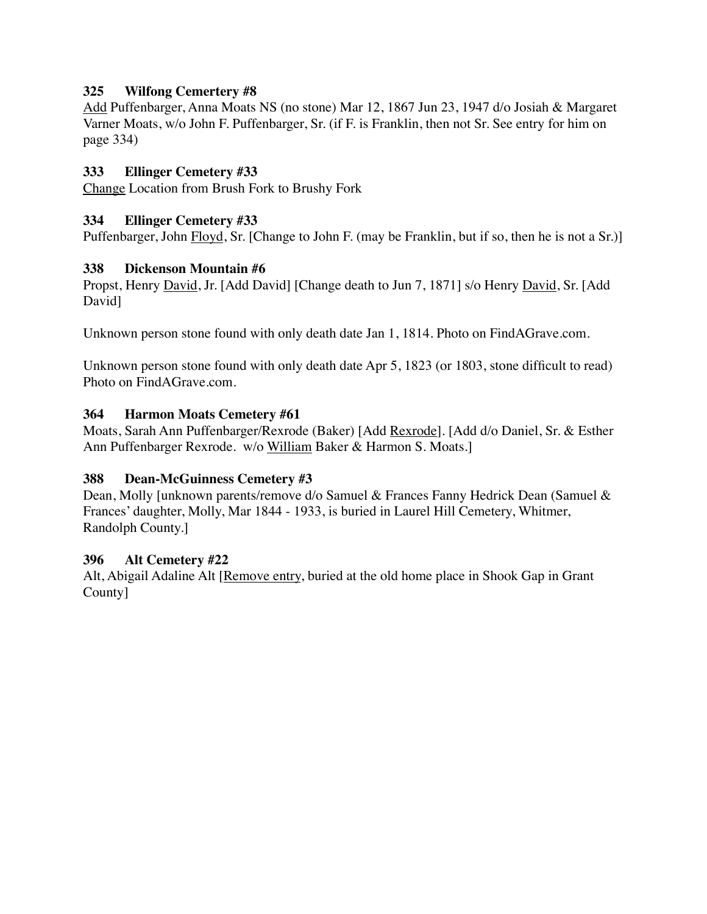**325 Wilfong Cemertery #8**

<u>Add</u> Puffenbarger, Anna Moats NS (no stone) Mar 12, 1867 Jun 23, 1947 d/o Josiah & Margaret Varner Moats, w/o John F. Puffenbarger, Sr. (if F. is Franklin, then not Sr. See entry for him on page 334)

**333 Ellinger Cemetery #33**

<u>Change</u> Location from Brush Fork to Brushy Fork

**334 Ellinger Cemetery #33**

Puffenbarger, John <u>Floyd</u>, Sr. [Change to John F. (may be Franklin, but if so, then he is not a Sr.)]

**338 Dickenson Mountain #6**

Propst, Henry <u>David</u>, Jr. [Add David] [Change death to Jun 7, 1871] s/o Henry <u>David</u>, Sr. [Add David]

Unknown person stone found with only death date Jan 1, 1814. Photo on FindAGrave.com.

Unknown person stone found with only death date Apr 5, 1823 (or 1803, stone difficult to read) Photo on FindAGrave.com.

**364 Harmon Moats Cemetery #61**

Moats, Sarah Ann Puffenbarger/Rexrode (Baker) [Add <u>Rexrode</u>]. [Add d/o Daniel, Sr. & Esther Ann Puffenbarger Rexrode. w/o <u>William</u> Baker & Harmon S. Moats.]

**388 Dean-McGuinness Cemetery #3**

Dean, Molly [unknown parents/remove d/o Samuel & Frances Fanny Hedrick Dean (Samuel & Frances' daughter, Molly, Mar 1844 - 1933, is buried in Laurel Hill Cemetery, Whitmer, Randolph County.]

**396 Alt Cemetery #22**

Alt, Abigail Adaline Alt [<u>Remove entry</u>, buried at the old home place in Shook Gap in Grant County]